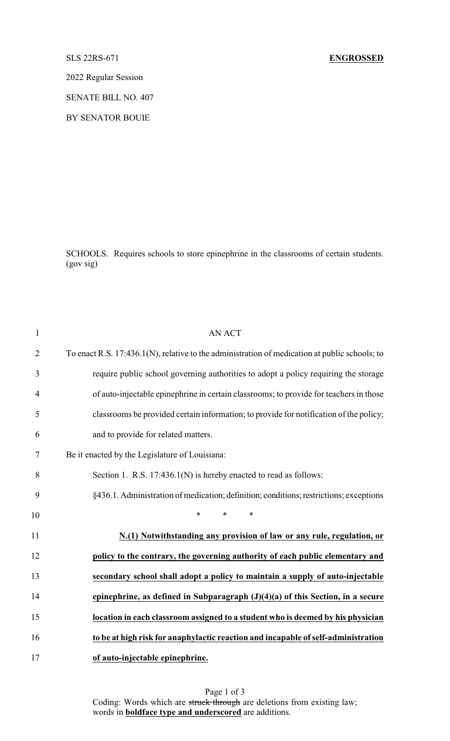SLS 22RS-671 **ENGROSSED**

2022 Regular Session

SENATE BILL NO. 407

BY SENATOR BOUIE

SCHOOLS. Requires schools to store epinephrine in the classrooms of certain students. (gov sig)

AN ACT

To enact R.S. 17:436.1(N), relative to the administration of medication at public schools; to require public school governing authorities to adopt a policy requiring the storage of auto-injectable epinephrine in certain classrooms; to provide for teachers in those classrooms be provided certain information; to provide for notification of the policy; and to provide for related matters.

Be it enacted by the Legislature of Louisiana:

Section 1. R.S. 17:436.1(N) is hereby enacted to read as follows:

§436.1. Administration of medication; definition; conditions; restrictions; exceptions

\* \* \*

**N.(1) Notwithstanding any provision of law or any rule, regulation, or policy to the contrary, the governing authority of each public elementary and secondary school shall adopt a policy to maintain a supply of auto-injectable epinephrine, as defined in Subparagraph (J)(4)(a) of this Section, in a secure location in each classroom assigned to a student who is deemed by his physician to be at high risk for anaphylactic reaction and incapable of self-administration of auto-injectable epinephrine.**

Coding: Words which are ~~struck through~~ are deletions from existing law; words in **boldface type and underscored** are additions.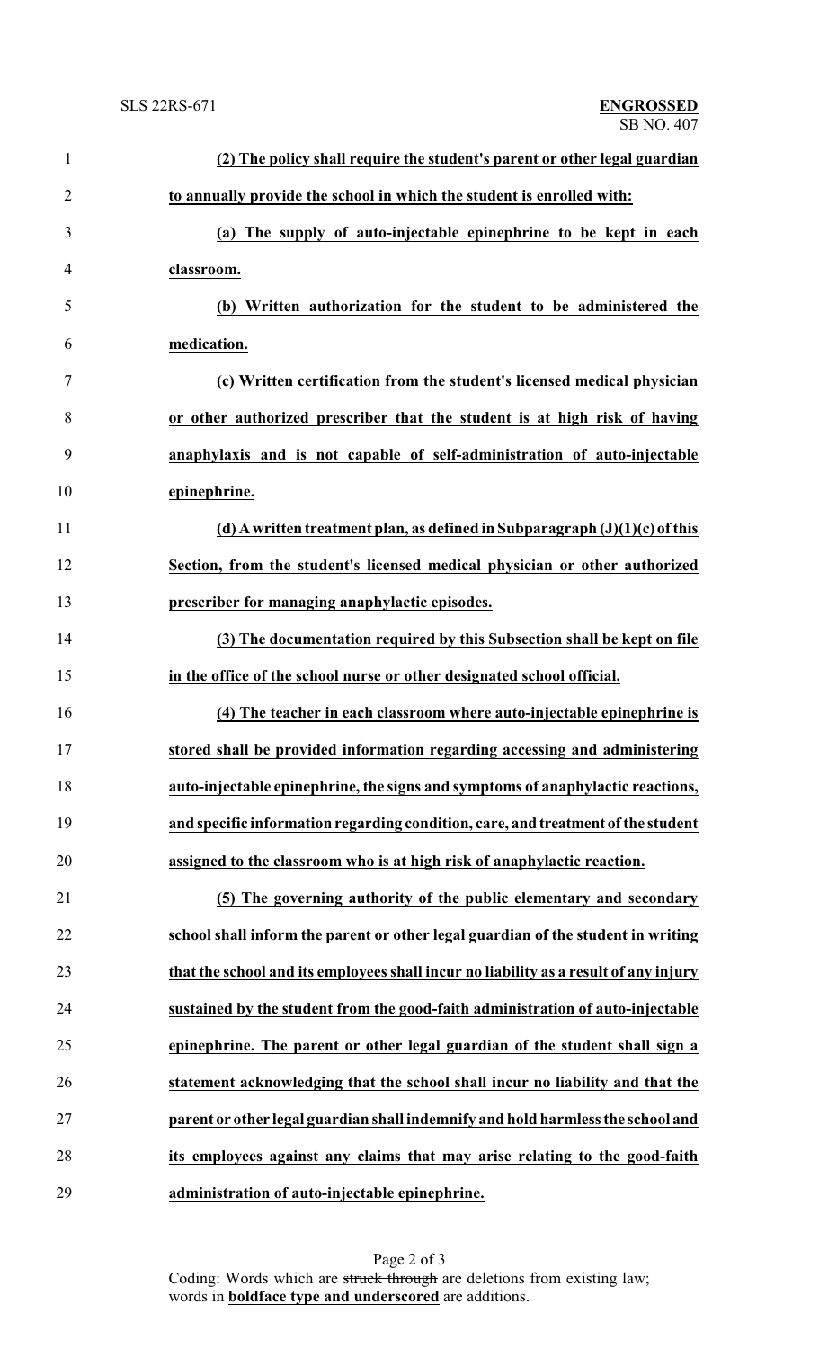**(2) The policy shall require the student's parent or other legal guardian to annually provide the school in which the student is enrolled with:**

**(a) The supply of auto-injectable epinephrine to be kept in each classroom.**

**(b) Written authorization for the student to be administered the medication.**

**(c) Written certification from the student's licensed medical physician or other authorized prescriber that the student is at high risk of having anaphylaxis and is not capable of self-administration of auto-injectable epinephrine.**

**(d) A written treatment plan, as defined in Subparagraph (J)(1)(c) of this Section, from the student's licensed medical physician or other authorized prescriber for managing anaphylactic episodes.**

**(3) The documentation required by this Subsection shall be kept on file in the office of the school nurse or other designated school official.**

**(4) The teacher in each classroom where auto-injectable epinephrine is stored shall be provided information regarding accessing and administering auto-injectable epinephrine, the signs and symptoms of anaphylactic reactions, and specific information regarding condition, care, and treatment of the student assigned to the classroom who is at high risk of anaphylactic reaction.**

**(5) The governing authority of the public elementary and secondary school shall inform the parent or other legal guardian of the student in writing that the school and its employees shall incur no liability as a result of any injury sustained by the student from the good-faith administration of auto-injectable epinephrine. The parent or other legal guardian of the student shall sign a statement acknowledging that the school shall incur no liability and that the parent or other legal guardian shall indemnify and hold harmless the school and its employees against any claims that may arise relating to the good-faith administration of auto-injectable epinephrine.**

Coding: Words which are ~~struck through~~ are deletions from existing law; words in **boldface type and underscored** are additions.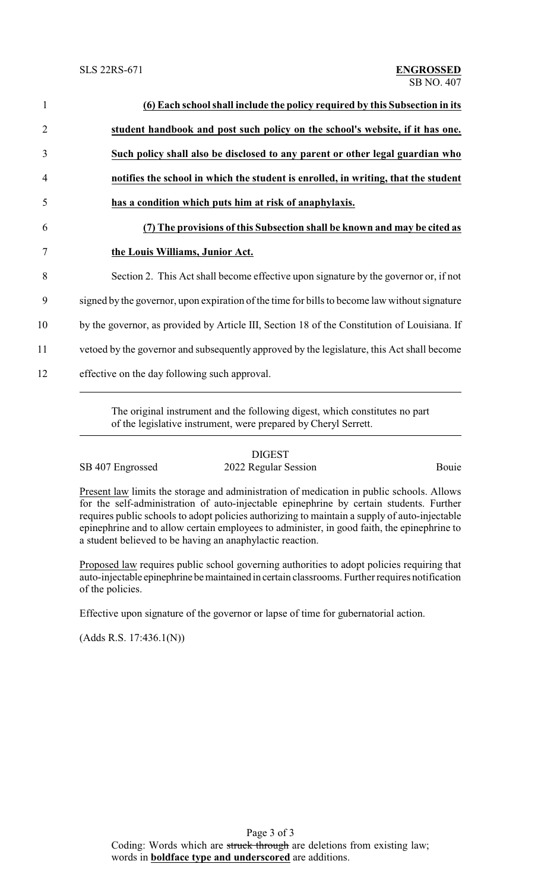**(6) Each school shall include the policy required by this Subsection in its student handbook and post such policy on the school's website, if it has one. Such policy shall also be disclosed to any parent or other legal guardian who notifies the school in which the student is enrolled, in writing, that the student has a condition which puts him at risk of anaphylaxis.**

**(7) The provisions of this Subsection shall be known and may be cited as the Louis Williams, Junior Act.**

Section 2. This Act shall become effective upon signature by the governor or, if not signed by the governor, upon expiration of the time for bills to become law without signature by the governor, as provided by Article III, Section 18 of the Constitution of Louisiana. If vetoed by the governor and subsequently approved by the legislature, this Act shall become effective on the day following such approval.

---

The original instrument and the following digest, which constitutes no part of the legislative instrument, were prepared by Cheryl Serrett.

---

DIGEST

SB 407 Engrossed — 2022 Regular Session — Bouie

Present law limits the storage and administration of medication in public schools. Allows for the self-administration of auto-injectable epinephrine by certain students. Further requires public schools to adopt policies authorizing to maintain a supply of auto-injectable epinephrine and to allow certain employees to administer, in good faith, the epinephrine to a student believed to be having an anaphylactic reaction.

Proposed law requires public school governing authorities to adopt policies requiring that auto-injectable epinephrine be maintained in certain classrooms. Further requires notification of the policies.

Effective upon signature of the governor or lapse of time for gubernatorial action.

(Adds R.S. 17:436.1(N))

Coding: Words which are ~~struck through~~ are deletions from existing law; words in **boldface type and underscored** are additions.